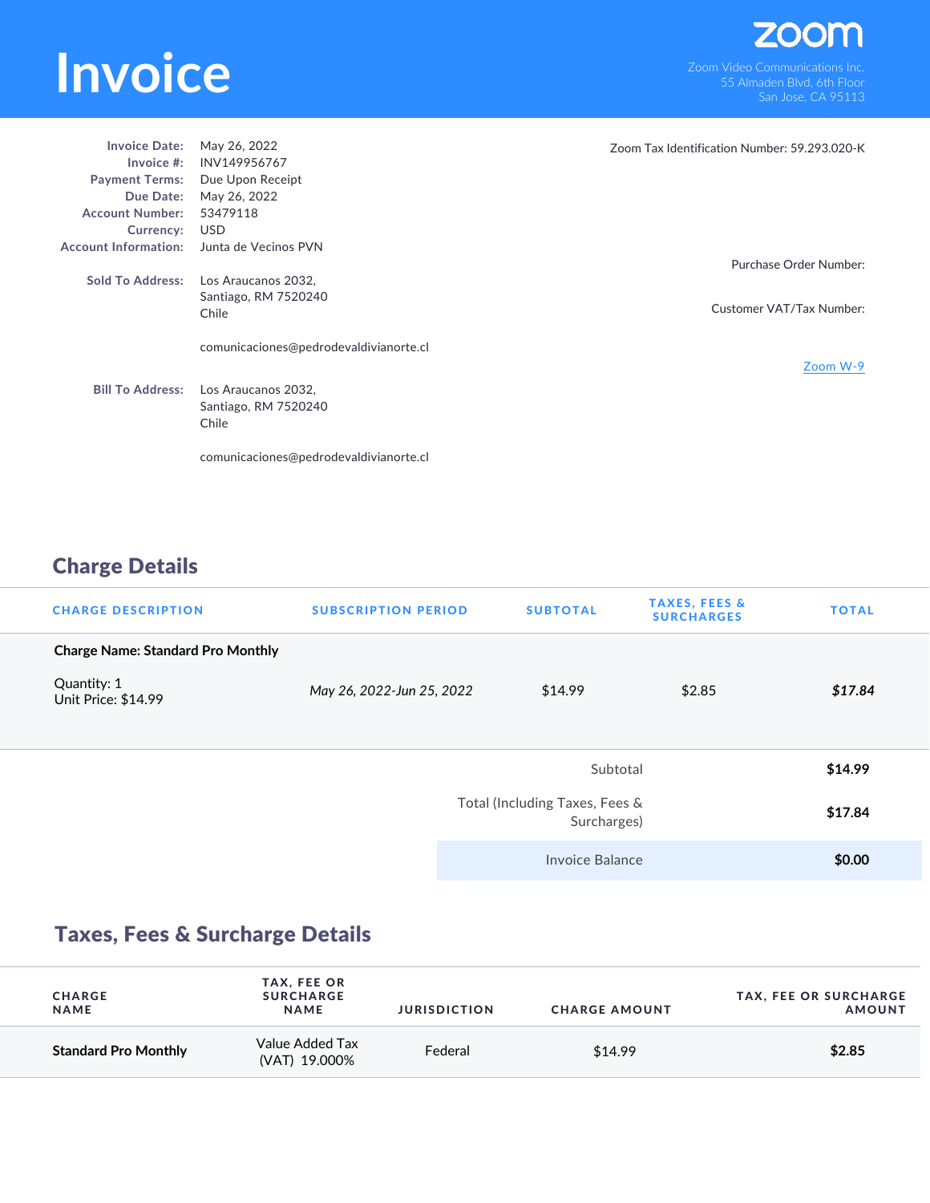# Invoice

zoom

Zoom Video Communications Inc.
55 Almaden Blvd, 6th Floor
San Jose, CA 95113

**Invoice Date:** May 26, 2022
**Invoice #:** INV149956767
**Payment Terms:** Due Upon Receipt
**Due Date:** May 26, 2022
**Account Number:** 53479118
**Currency:** USD
**Account Information:** Junta de Vecinos PVN

**Sold To Address:** Los Araucanos 2032,
Santiago, RM 7520240
Chile

comunicaciones@pedrodevaldivianorte.cl

**Bill To Address:** Los Araucanos 2032,
Santiago, RM 7520240
Chile

comunicaciones@pedrodevaldivianorte.cl

Zoom Tax Identification Number: 59.293.020-K

Purchase Order Number:

Customer VAT/Tax Number:

Zoom W-9

## Charge Details

| CHARGE DESCRIPTION | SUBSCRIPTION PERIOD | SUBTOTAL | TAXES, FEES & SURCHARGES | TOTAL |
|---|---|---|---|---|
| **Charge Name: Standard Pro Monthly**<br>Quantity: 1<br>Unit Price: $14.99 | *May 26, 2022-Jun 25, 2022* | $14.99 | $2.85 | ***$17.84*** |

| | |
|---|---|
| Subtotal | **$14.99** |
| Total (Including Taxes, Fees & Surcharges) | **$17.84** |
| Invoice Balance | **$0.00** |

## Taxes, Fees & Surcharge Details

| CHARGE NAME | TAX, FEE OR SURCHARGE NAME | JURISDICTION | CHARGE AMOUNT | TAX, FEE OR SURCHARGE AMOUNT |
|---|---|---|---|---|
| **Standard Pro Monthly** | Value Added Tax (VAT) 19.000% | Federal | $14.99 | **$2.85** |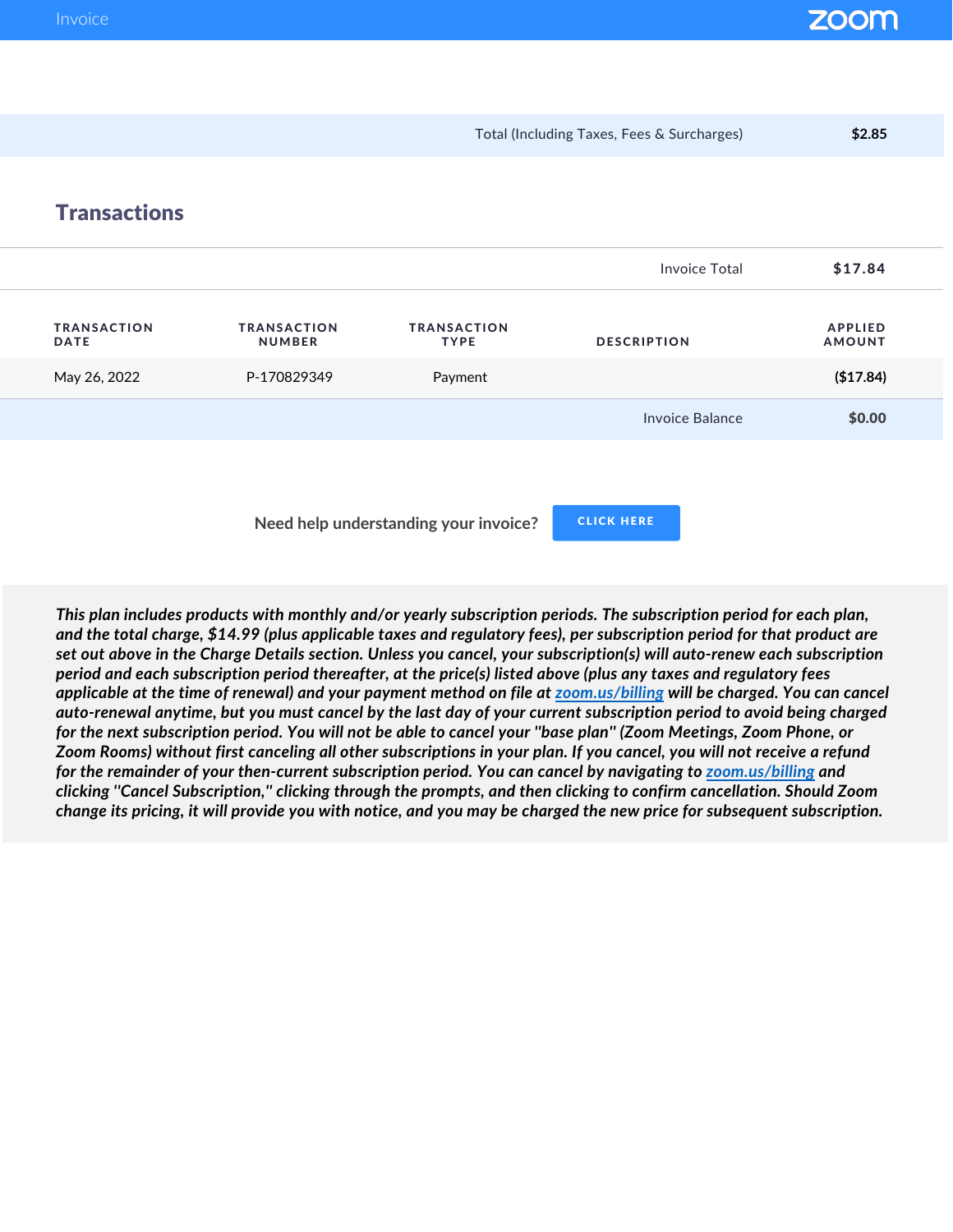| | |
|---|---|
| Total (Including Taxes, Fees & Surcharges) | **$2.85** |

## Transactions

| | |
|---|---|
| Invoice Total | **$17.84** |

| TRANSACTION DATE | TRANSACTION NUMBER | TRANSACTION TYPE | DESCRIPTION | APPLIED AMOUNT |
|---|---|---|---|---|
| May 26, 2022 | P-170829349 | Payment | | **($17.84)** |
| | | | Invoice Balance | **$0.00** |

Need help understanding your invoice? **CLICK HERE**

***This plan includes products with monthly and/or yearly subscription periods. The subscription period for each plan, and the total charge, $14.99 (plus applicable taxes and regulatory fees), per subscription period for that product are set out above in the Charge Details section. Unless you cancel, your subscription(s) will auto-renew each subscription period and each subscription period thereafter, at the price(s) listed above (plus any taxes and regulatory fees applicable at the time of renewal) and your payment method on file at zoom.us/billing will be charged. You can cancel auto-renewal anytime, but you must cancel by the last day of your current subscription period to avoid being charged for the next subscription period. You will not be able to cancel your "base plan" (Zoom Meetings, Zoom Phone, or Zoom Rooms) without first canceling all other subscriptions in your plan. If you cancel, you will not receive a refund for the remainder of your then-current subscription period. You can cancel by navigating to zoom.us/billing and clicking "Cancel Subscription," clicking through the prompts, and then clicking to confirm cancellation. Should Zoom change its pricing, it will provide you with notice, and you may be charged the new price for subsequent subscription.***